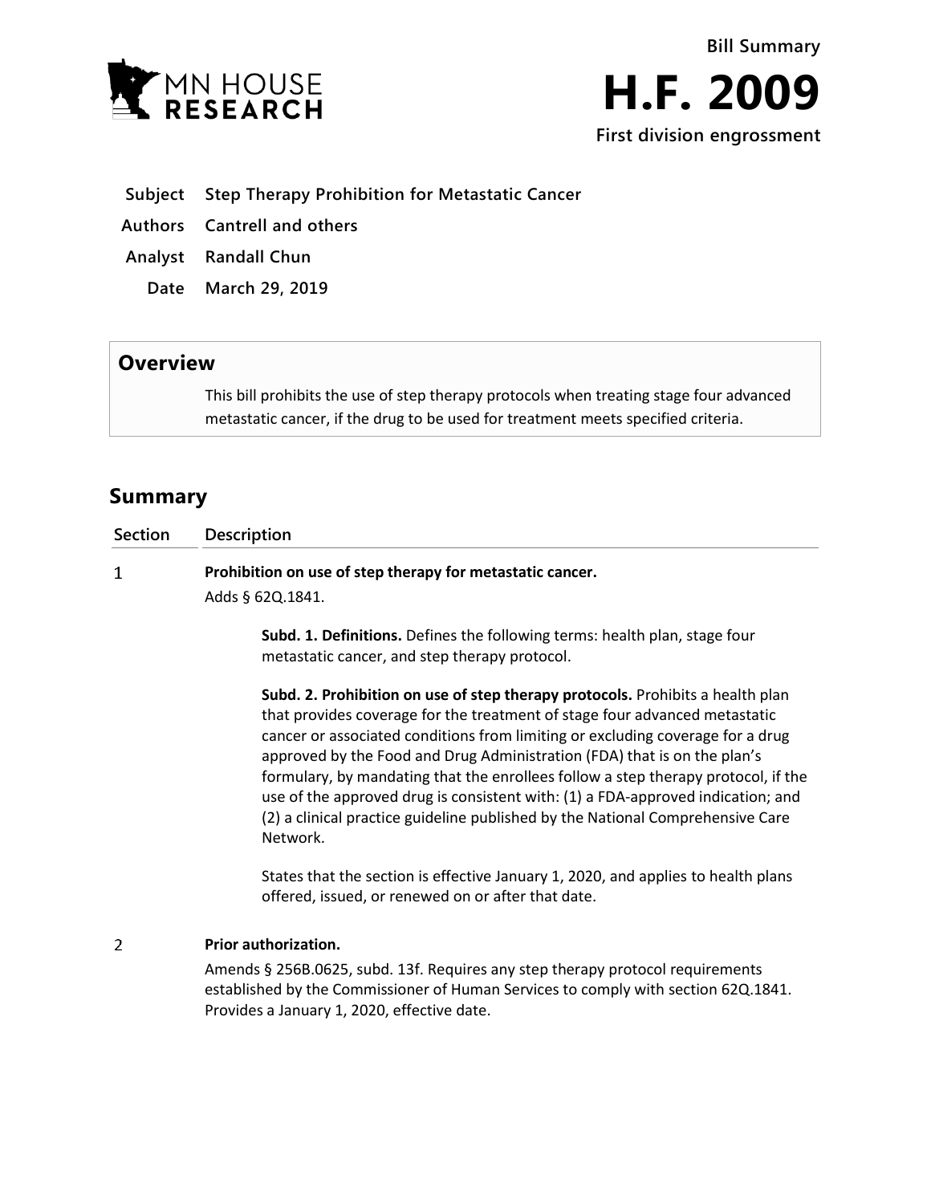MN HOUSE RESEARCH

Bill Summary

# H.F. 2009

First division engrossment

**Subject** Step Therapy Prohibition for Metastatic Cancer

**Authors** Cantrell and others

**Analyst** Randall Chun

**Date** March 29, 2019

## Overview

This bill prohibits the use of step therapy protocols when treating stage four advanced metastatic cancer, if the drug to be used for treatment meets specified criteria.

## Summary

| Section | Description |
|---|---|
| 1 | **Prohibition on use of step therapy for metastatic cancer.**<br>Adds § 62Q.1841.<br><br>**Subd. 1. Definitions.** Defines the following terms: health plan, stage four metastatic cancer, and step therapy protocol.<br><br>**Subd. 2. Prohibition on use of step therapy protocols.** Prohibits a health plan that provides coverage for the treatment of stage four advanced metastatic cancer or associated conditions from limiting or excluding coverage for a drug approved by the Food and Drug Administration (FDA) that is on the plan's formulary, by mandating that the enrollees follow a step therapy protocol, if the use of the approved drug is consistent with: (1) a FDA-approved indication; and (2) a clinical practice guideline published by the National Comprehensive Care Network.<br><br>States that the section is effective January 1, 2020, and applies to health plans offered, issued, or renewed on or after that date. |
| 2 | **Prior authorization.**<br>Amends § 256B.0625, subd. 13f. Requires any step therapy protocol requirements established by the Commissioner of Human Services to comply with section 62Q.1841. Provides a January 1, 2020, effective date. |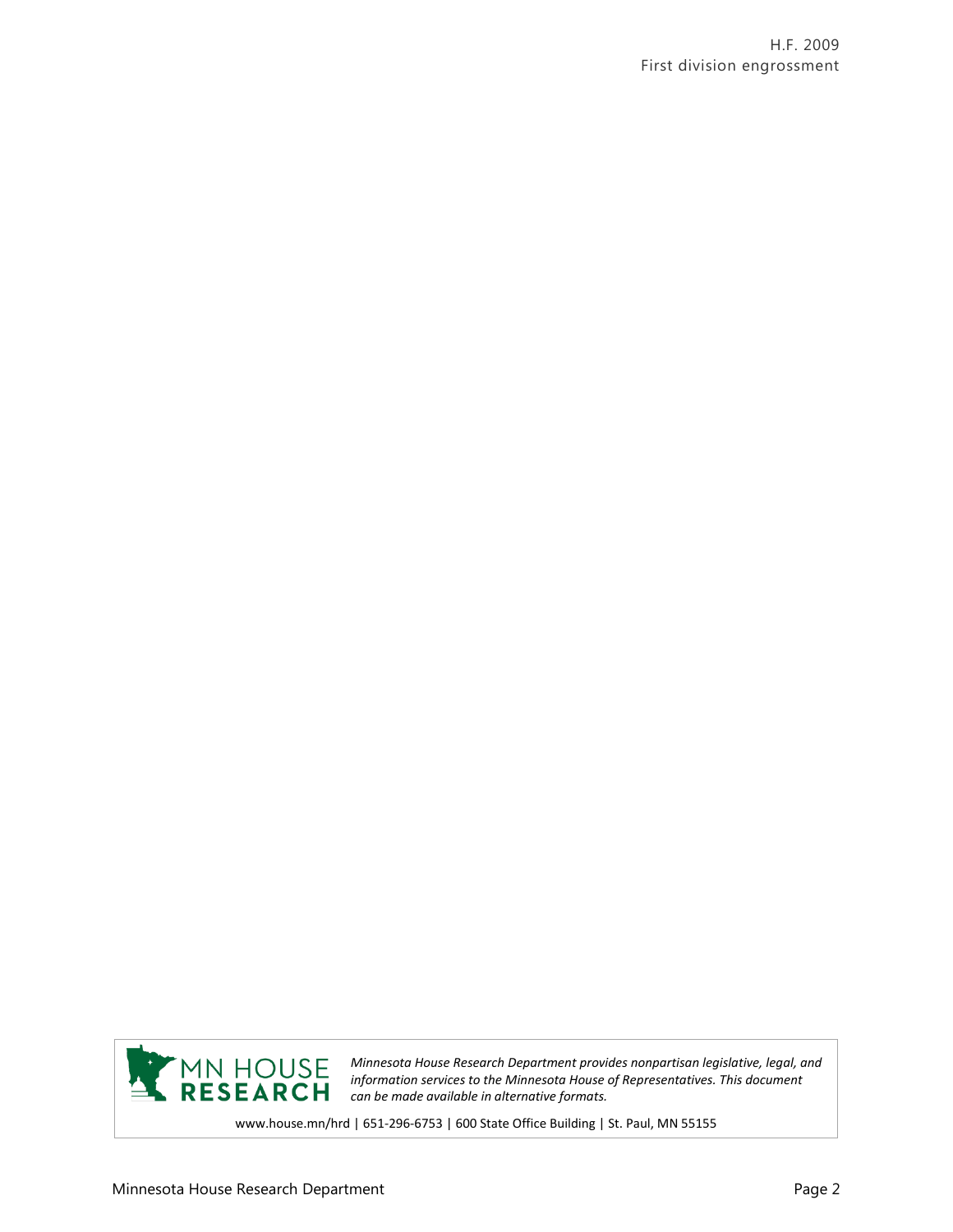Minnesota House Research Department provides nonpartisan legislative, legal, and information services to the Minnesota House of Representatives. This document can be made available in alternative formats.

www.house.mn/hrd | 651-296-6753 | 600 State Office Building | St. Paul, MN 55155